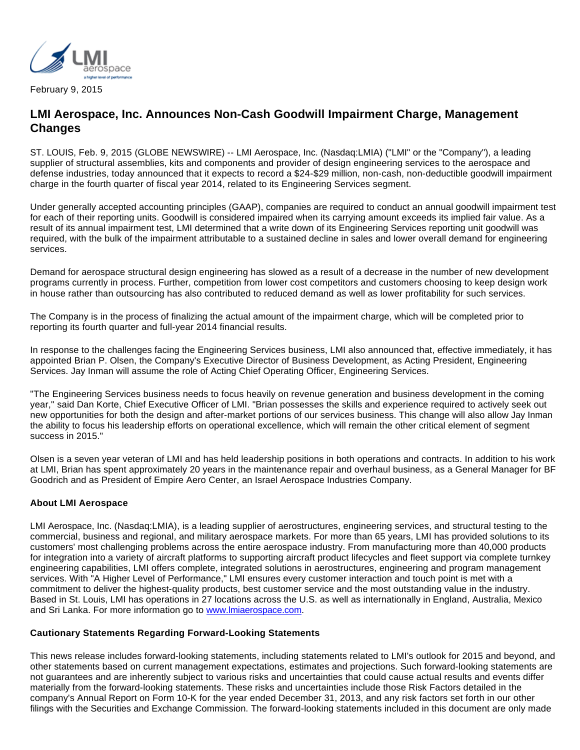February 9, 2015

# LMI Aerospace, Inc. Announces Non-Cash Goodwill Impairment Charge, Management Changes

ST. LOUIS, Feb. 9, 2015 (GLOBE NEWSWIRE) -- LMI Aerospace, Inc. (Nasdaq:LMIA) ("LMI" or the "Company"), a leading supplier of structural assemblies, kits and components and provider of design engineering services to the aerospace and defense industries, today announced that it expects to record a $24-$29 million, non-cash, non-deductible goodwill impairment charge in the fourth quarter of fiscal year 2014, related to its Engineering Services segment.

Under generally accepted accounting principles (GAAP), companies are required to conduct an annual goodwill impairment test for each of their reporting units. Goodwill is considered impaired when its carrying amount exceeds its implied fair value. As a result of its annual impairment test, LMI determined that a write down of its Engineering Services reporting unit goodwill was required, with the bulk of the impairment attributable to a sustained decline in sales and lower overall demand for engineering services.

Demand for aerospace structural design engineering has slowed as a result of a decrease in the number of new development programs currently in process. Further, competition from lower cost competitors and customers choosing to keep design work in house rather than outsourcing has also contributed to reduced demand as well as lower profitability for such services.

The Company is in the process of finalizing the actual amount of the impairment charge, which will be completed prior to reporting its fourth quarter and full-year 2014 financial results.

In response to the challenges facing the Engineering Services business, LMI also announced that, effective immediately, it has appointed Brian P. Olsen, the Company's Executive Director of Business Development, as Acting President, Engineering Services. Jay Inman will assume the role of Acting Chief Operating Officer, Engineering Services.

"The Engineering Services business needs to focus heavily on revenue generation and business development in the coming year," said Dan Korte, Chief Executive Officer of LMI. "Brian possesses the skills and experience required to actively seek out new opportunities for both the design and after-market portions of our services business. This change will also allow Jay Inman the ability to focus his leadership efforts on operational excellence, which will remain the other critical element of segment success in 2015."

Olsen is a seven year veteran of LMI and has held leadership positions in both operations and contracts. In addition to his work at LMI, Brian has spent approximately 20 years in the maintenance repair and overhaul business, as a General Manager for BF Goodrich and as President of Empire Aero Center, an Israel Aerospace Industries Company.

**About LMI Aerospace**

LMI Aerospace, Inc. (Nasdaq:LMIA), is a leading supplier of aerostructures, engineering services, and structural testing to the commercial, business and regional, and military aerospace markets. For more than 65 years, LMI has provided solutions to its customers' most challenging problems across the entire aerospace industry. From manufacturing more than 40,000 products for integration into a variety of aircraft platforms to supporting aircraft product lifecycles and fleet support via complete turnkey engineering capabilities, LMI offers complete, integrated solutions in aerostructures, engineering and program management services. With "A Higher Level of Performance," LMI ensures every customer interaction and touch point is met with a commitment to deliver the highest-quality products, best customer service and the most outstanding value in the industry. Based in St. Louis, LMI has operations in 27 locations across the U.S. as well as internationally in England, Australia, Mexico and Sri Lanka. For more information go to www.lmiaerospace.com.

**Cautionary Statements Regarding Forward-Looking Statements**

This news release includes forward-looking statements, including statements related to LMI's outlook for 2015 and beyond, and other statements based on current management expectations, estimates and projections. Such forward-looking statements are not guarantees and are inherently subject to various risks and uncertainties that could cause actual results and events differ materially from the forward-looking statements. These risks and uncertainties include those Risk Factors detailed in the company's Annual Report on Form 10-K for the year ended December 31, 2013, and any risk factors set forth in our other filings with the Securities and Exchange Commission. The forward-looking statements included in this document are only made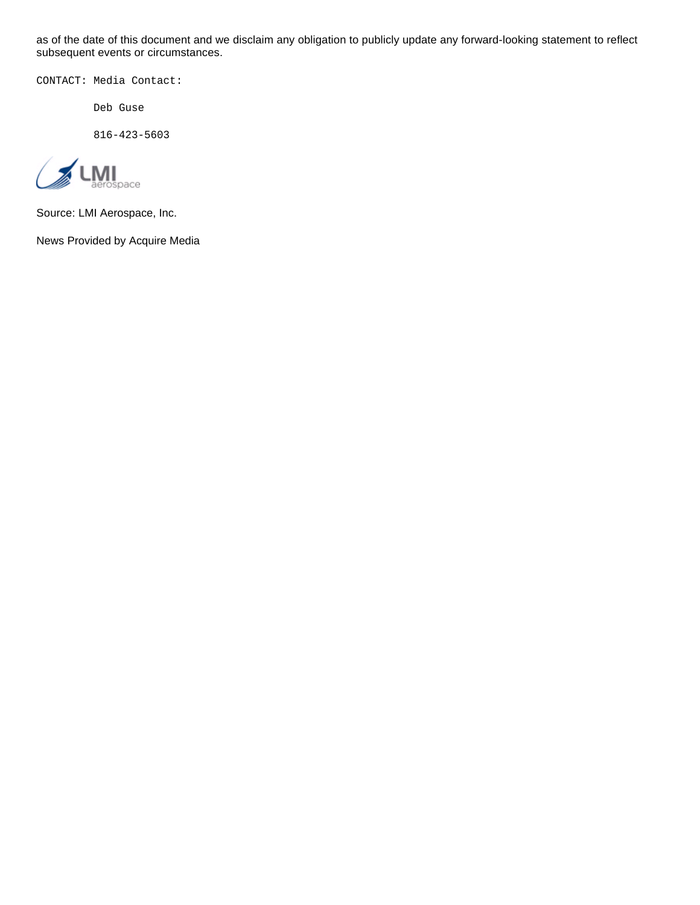as of the date of this document and we disclaim any obligation to publicly update any forward-looking statement to reflect subsequent events or circumstances.

CONTACT: Media Contact:

Deb Guse

816-423-5603

Source: LMI Aerospace, Inc.

News Provided by Acquire Media